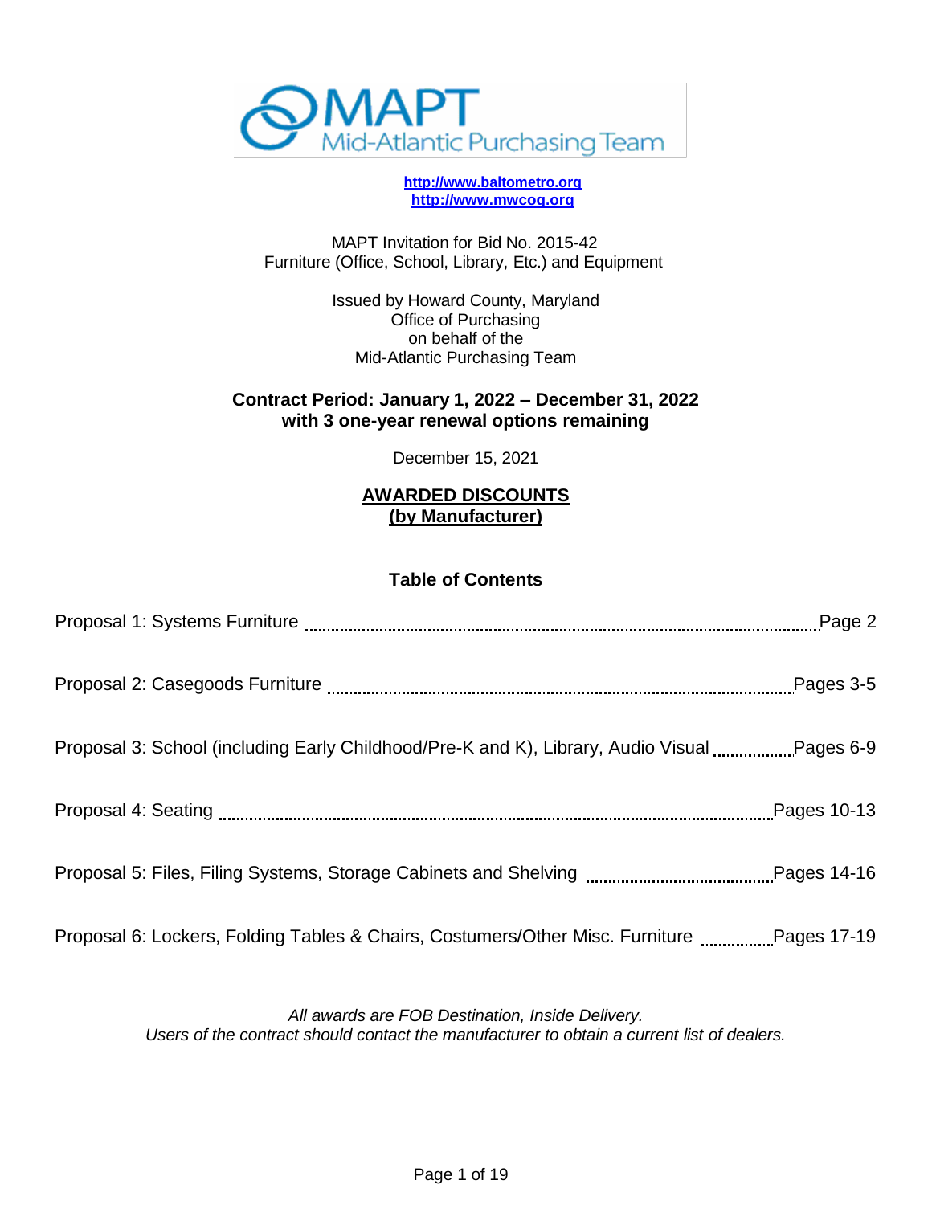# MAPT
## Mid-Atlantic Purchasing Team

[http://www.baltometro.org](http://www.baltometro.org)
[http://www.mwcog.org](http://www.mwcog.org)

MAPT Invitation for Bid No. 2015-42
Furniture (Office, School, Library, Etc.) and Equipment

Issued by Howard County, Maryland
Office of Purchasing
on behalf of the
Mid-Atlantic Purchasing Team

**Contract Period: January 1, 2022 – December 31, 2022**
**with 3 one-year renewal options remaining**

December 15, 2021

## AWARDED DISCOUNTS (by Manufacturer)

## Table of Contents

| Section | Pages |
|---|---|
| Proposal 1: Systems Furniture | Page 2 |
| Proposal 2: Casegoods Furniture | Pages 3-5 |
| Proposal 3: School (including Early Childhood/Pre-K and K), Library, Audio Visual | Pages 6-9 |
| Proposal 4: Seating | Pages 10-13 |
| Proposal 5: Files, Filing Systems, Storage Cabinets and Shelving | Pages 14-16 |
| Proposal 6: Lockers, Folding Tables & Chairs, Costumers/Other Misc. Furniture | Pages 17-19 |

*All awards are FOB Destination, Inside Delivery.*
*Users of the contract should contact the manufacturer to obtain a current list of dealers.*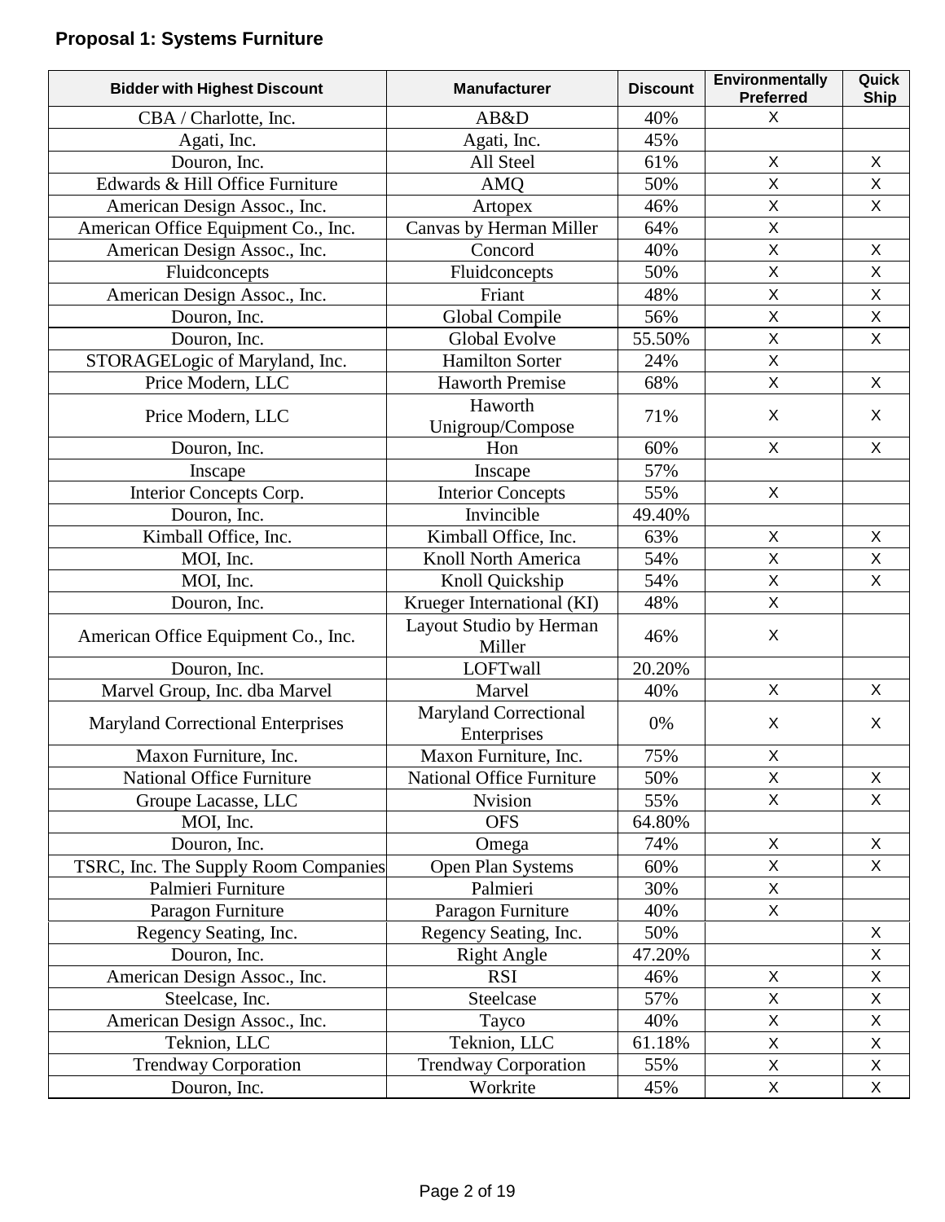## Proposal 1: Systems Furniture

| Bidder with Highest Discount | Manufacturer | Discount | Environmentally Preferred | Quick Ship |
|---|---|---|---|---|
| CBA / Charlotte, Inc. | AB&D | 40% | X | |
| Agati, Inc. | Agati, Inc. | 45% | | |
| Douron, Inc. | All Steel | 61% | X | X |
| Edwards & Hill Office Furniture | AMQ | 50% | X | X |
| American Design Assoc., Inc. | Artopex | 46% | X | X |
| American Office Equipment Co., Inc. | Canvas by Herman Miller | 64% | X | |
| American Design Assoc., Inc. | Concord | 40% | X | X |
| Fluidconcepts | Fluidconcepts | 50% | X | X |
| American Design Assoc., Inc. | Friant | 48% | X | X |
| Douron, Inc. | Global Compile | 56% | X | X |
| Douron, Inc. | Global Evolve | 55.50% | X | X |
| STORAGELogic of Maryland, Inc. | Hamilton Sorter | 24% | X | |
| Price Modern, LLC | Haworth Premise | 68% | X | X |
| Price Modern, LLC | Haworth Unigroup/Compose | 71% | X | X |
| Douron, Inc. | Hon | 60% | X | X |
| Inscape | Inscape | 57% | | |
| Interior Concepts Corp. | Interior Concepts | 55% | X | |
| Douron, Inc. | Invincible | 49.40% | | |
| Kimball Office, Inc. | Kimball Office, Inc. | 63% | X | X |
| MOI, Inc. | Knoll North America | 54% | X | X |
| MOI, Inc. | Knoll Quickship | 54% | X | X |
| Douron, Inc. | Krueger International (KI) | 48% | X | |
| American Office Equipment Co., Inc. | Layout Studio by Herman Miller | 46% | X | |
| Douron, Inc. | LOFTwall | 20.20% | | |
| Marvel Group, Inc. dba Marvel | Marvel | 40% | X | X |
| Maryland Correctional Enterprises | Maryland Correctional Enterprises | 0% | X | X |
| Maxon Furniture, Inc. | Maxon Furniture, Inc. | 75% | X | |
| National Office Furniture | National Office Furniture | 50% | X | X |
| Groupe Lacasse, LLC | Nvision | 55% | X | X |
| MOI, Inc. | OFS | 64.80% | | |
| Douron, Inc. | Omega | 74% | X | X |
| TSRC, Inc. The Supply Room Companies | Open Plan Systems | 60% | X | X |
| Palmieri Furniture | Palmieri | 30% | X | |
| Paragon Furniture | Paragon Furniture | 40% | X | |
| Regency Seating, Inc. | Regency Seating, Inc. | 50% | | X |
| Douron, Inc. | Right Angle | 47.20% | | X |
| American Design Assoc., Inc. | RSI | 46% | X | X |
| Steelcase, Inc. | Steelcase | 57% | X | X |
| American Design Assoc., Inc. | Tayco | 40% | X | X |
| Teknion, LLC | Teknion, LLC | 61.18% | X | X |
| Trendway Corporation | Trendway Corporation | 55% | X | X |
| Douron, Inc. | Workrite | 45% | X | X |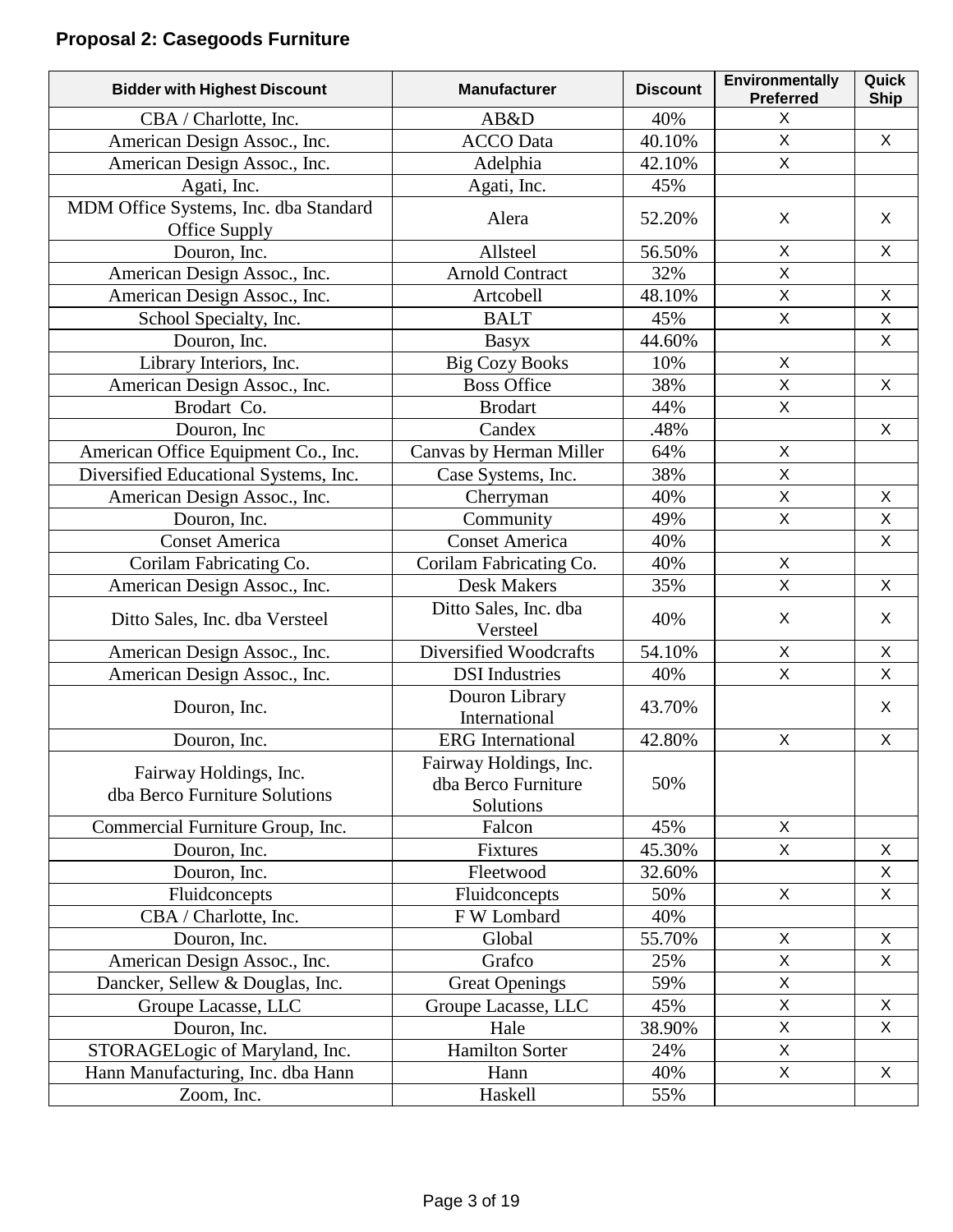## Proposal 2: Casegoods Furniture

| Bidder with Highest Discount | Manufacturer | Discount | Environmentally Preferred | Quick Ship |
|---|---|---|---|---|
| CBA / Charlotte, Inc. | AB&D | 40% | X | |
| American Design Assoc., Inc. | ACCO Data | 40.10% | X | X |
| American Design Assoc., Inc. | Adelphia | 42.10% | X | |
| Agati, Inc. | Agati, Inc. | 45% | | |
| MDM Office Systems, Inc. dba Standard Office Supply | Alera | 52.20% | X | X |
| Douron, Inc. | Allsteel | 56.50% | X | X |
| American Design Assoc., Inc. | Arnold Contract | 32% | X | |
| American Design Assoc., Inc. | Artcobell | 48.10% | X | X |
| School Specialty, Inc. | BALT | 45% | X | X |
| Douron, Inc. | Basyx | 44.60% | | X |
| Library Interiors, Inc. | Big Cozy Books | 10% | X | |
| American Design Assoc., Inc. | Boss Office | 38% | X | X |
| Brodart Co. | Brodart | 44% | X | |
| Douron, Inc | Candex | .48% | | X |
| American Office Equipment Co., Inc. | Canvas by Herman Miller | 64% | X | |
| Diversified Educational Systems, Inc. | Case Systems, Inc. | 38% | X | |
| American Design Assoc., Inc. | Cherryman | 40% | X | X |
| Douron, Inc. | Community | 49% | X | X |
| Conset America | Conset America | 40% | | X |
| Corilam Fabricating Co. | Corilam Fabricating Co. | 40% | X | |
| American Design Assoc., Inc. | Desk Makers | 35% | X | X |
| Ditto Sales, Inc. dba Versteel | Ditto Sales, Inc. dba Versteel | 40% | X | X |
| American Design Assoc., Inc. | Diversified Woodcrafts | 54.10% | X | X |
| American Design Assoc., Inc. | DSI Industries | 40% | X | X |
| Douron, Inc. | Douron Library International | 43.70% | | X |
| Douron, Inc. | ERG International | 42.80% | X | X |
| Fairway Holdings, Inc. dba Berco Furniture Solutions | Fairway Holdings, Inc. dba Berco Furniture Solutions | 50% | | |
| Commercial Furniture Group, Inc. | Falcon | 45% | X | |
| Douron, Inc. | Fixtures | 45.30% | X | X |
| Douron, Inc. | Fleetwood | 32.60% | | X |
| Fluidconcepts | Fluidconcepts | 50% | X | X |
| CBA / Charlotte, Inc. | F W Lombard | 40% | | |
| Douron, Inc. | Global | 55.70% | X | X |
| American Design Assoc., Inc. | Grafco | 25% | X | X |
| Dancker, Sellew & Douglas, Inc. | Great Openings | 59% | X | |
| Groupe Lacasse, LLC | Groupe Lacasse, LLC | 45% | X | X |
| Douron, Inc. | Hale | 38.90% | X | X |
| STORAGELogic of Maryland, Inc. | Hamilton Sorter | 24% | X | |
| Hann Manufacturing, Inc. dba Hann | Hann | 40% | X | X |
| Zoom, Inc. | Haskell | 55% | | |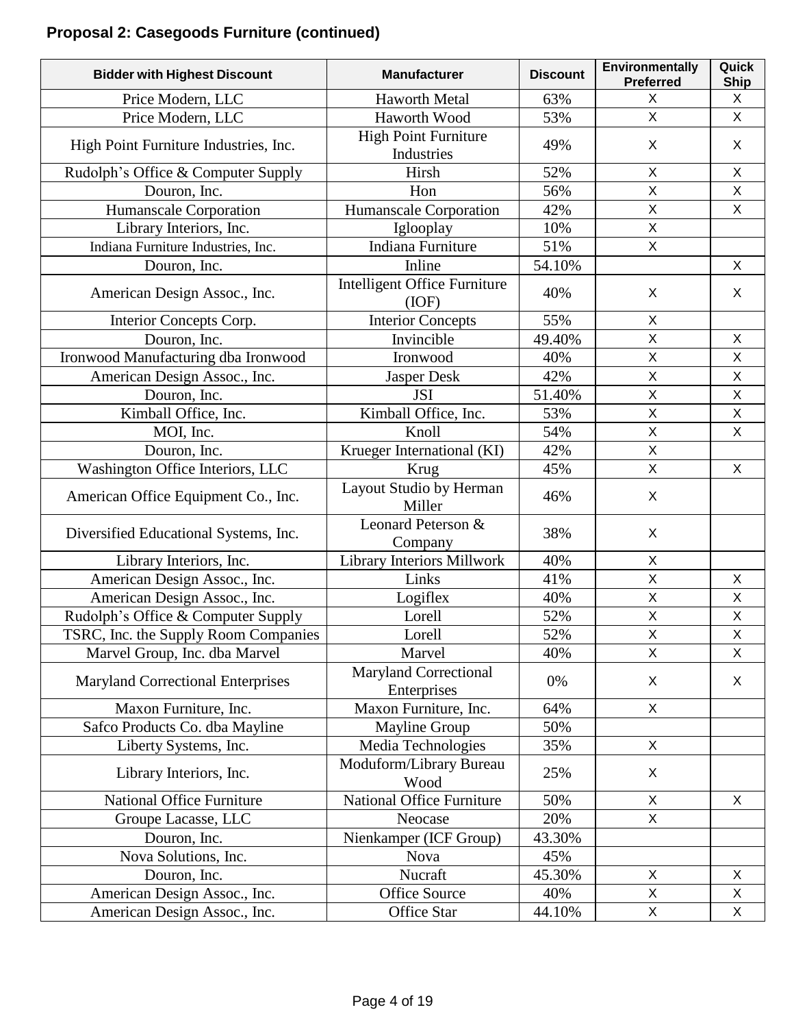## Proposal 2: Casegoods Furniture (continued)

| Bidder with Highest Discount | Manufacturer | Discount | Environmentally Preferred | Quick Ship |
|---|---|---|---|---|
| Price Modern, LLC | Haworth Metal | 63% | X | X |
| Price Modern, LLC | Haworth Wood | 53% | X | X |
| High Point Furniture Industries, Inc. | High Point Furniture Industries | 49% | X | X |
| Rudolph's Office & Computer Supply | Hirsh | 52% | X | X |
| Douron, Inc. | Hon | 56% | X | X |
| Humanscale Corporation | Humanscale Corporation | 42% | X | X |
| Library Interiors, Inc. | Iglooplay | 10% | X | |
| Indiana Furniture Industries, Inc. | Indiana Furniture | 51% | X | |
| Douron, Inc. | Inline | 54.10% | | X |
| American Design Assoc., Inc. | Intelligent Office Furniture (IOF) | 40% | X | X |
| Interior Concepts Corp. | Interior Concepts | 55% | X | |
| Douron, Inc. | Invincible | 49.40% | X | X |
| Ironwood Manufacturing dba Ironwood | Ironwood | 40% | X | X |
| American Design Assoc., Inc. | Jasper Desk | 42% | X | X |
| Douron, Inc. | JSI | 51.40% | X | X |
| Kimball Office, Inc. | Kimball Office, Inc. | 53% | X | X |
| MOI, Inc. | Knoll | 54% | X | X |
| Douron, Inc. | Krueger International (KI) | 42% | X | |
| Washington Office Interiors, LLC | Krug | 45% | X | X |
| American Office Equipment Co., Inc. | Layout Studio by Herman Miller | 46% | X | |
| Diversified Educational Systems, Inc. | Leonard Peterson & Company | 38% | X | |
| Library Interiors, Inc. | Library Interiors Millwork | 40% | X | |
| American Design Assoc., Inc. | Links | 41% | X | X |
| American Design Assoc., Inc. | Logiflex | 40% | X | X |
| Rudolph's Office & Computer Supply | Lorell | 52% | X | X |
| TSRC, Inc. the Supply Room Companies | Lorell | 52% | X | X |
| Marvel Group, Inc. dba Marvel | Marvel | 40% | X | X |
| Maryland Correctional Enterprises | Maryland Correctional Enterprises | 0% | X | X |
| Maxon Furniture, Inc. | Maxon Furniture, Inc. | 64% | X | |
| Safco Products Co. dba Mayline | Mayline Group | 50% | | |
| Liberty Systems, Inc. | Media Technologies | 35% | X | |
| Library Interiors, Inc. | Moduform/Library Bureau Wood | 25% | X | |
| National Office Furniture | National Office Furniture | 50% | X | X |
| Groupe Lacasse, LLC | Neocase | 20% | X | |
| Douron, Inc. | Nienkamper (ICF Group) | 43.30% | | |
| Nova Solutions, Inc. | Nova | 45% | | |
| Douron, Inc. | Nucraft | 45.30% | X | X |
| American Design Assoc., Inc. | Office Source | 40% | X | X |
| American Design Assoc., Inc. | Office Star | 44.10% | X | X |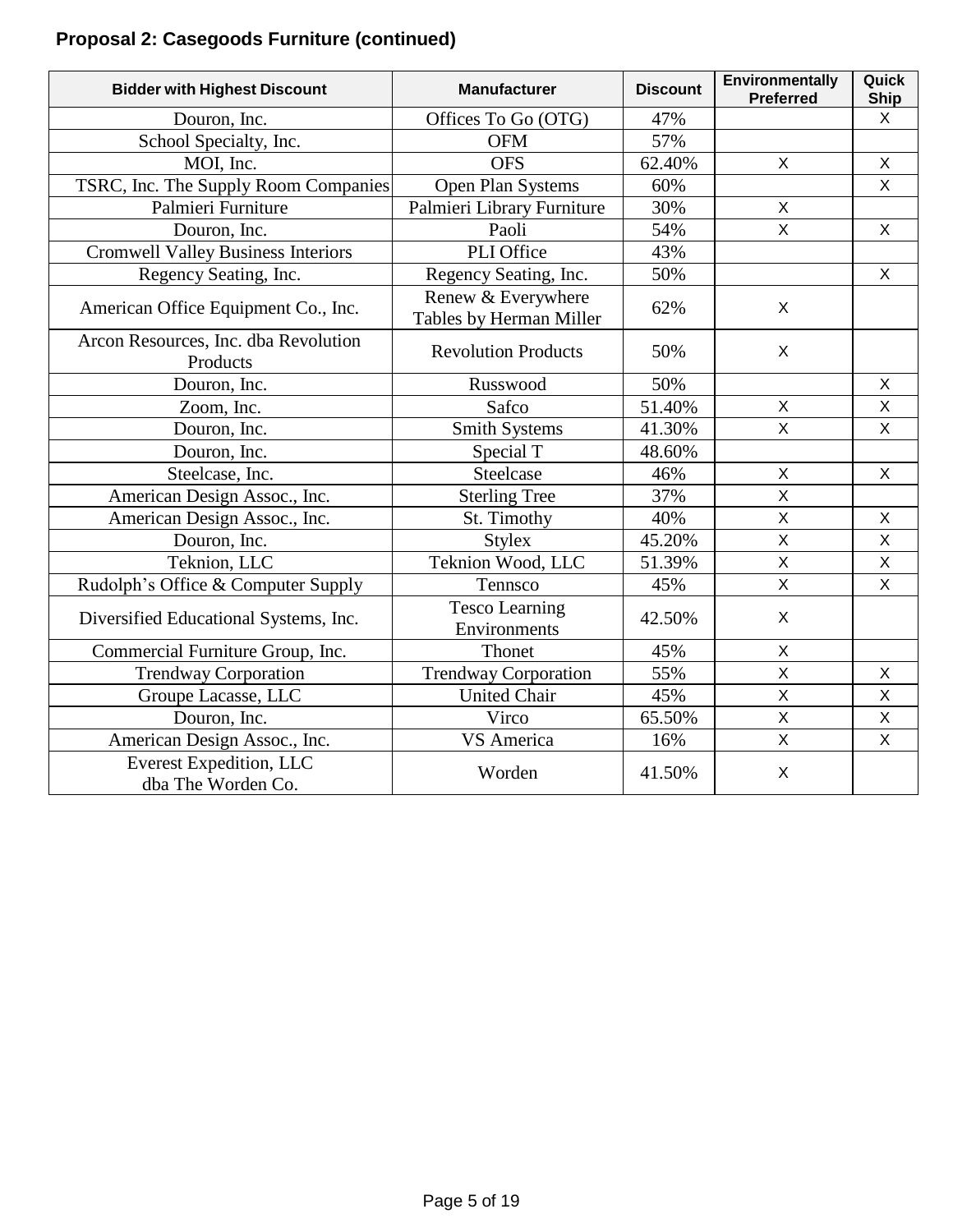## Proposal 2: Casegoods Furniture (continued)

| Bidder with Highest Discount | Manufacturer | Discount | Environmentally Preferred | Quick Ship |
|---|---|---|---|---|
| Douron, Inc. | Offices To Go (OTG) | 47% | | X |
| School Specialty, Inc. | OFM | 57% | | |
| MOI, Inc. | OFS | 62.40% | X | X |
| TSRC, Inc. The Supply Room Companies | Open Plan Systems | 60% | | X |
| Palmieri Furniture | Palmieri Library Furniture | 30% | X | |
| Douron, Inc. | Paoli | 54% | X | X |
| Cromwell Valley Business Interiors | PLI Office | 43% | | |
| Regency Seating, Inc. | Regency Seating, Inc. | 50% | | X |
| American Office Equipment Co., Inc. | Renew & Everywhere Tables by Herman Miller | 62% | X | |
| Arcon Resources, Inc. dba Revolution Products | Revolution Products | 50% | X | |
| Douron, Inc. | Russwood | 50% | | X |
| Zoom, Inc. | Safco | 51.40% | X | X |
| Douron, Inc. | Smith Systems | 41.30% | X | X |
| Douron, Inc. | Special T | 48.60% | | |
| Steelcase, Inc. | Steelcase | 46% | X | X |
| American Design Assoc., Inc. | Sterling Tree | 37% | X | |
| American Design Assoc., Inc. | St. Timothy | 40% | X | X |
| Douron, Inc. | Stylex | 45.20% | X | X |
| Teknion, LLC | Teknion Wood, LLC | 51.39% | X | X |
| Rudolph's Office & Computer Supply | Tennsco | 45% | X | X |
| Diversified Educational Systems, Inc. | Tesco Learning Environments | 42.50% | X | |
| Commercial Furniture Group, Inc. | Thonet | 45% | X | |
| Trendway Corporation | Trendway Corporation | 55% | X | X |
| Groupe Lacasse, LLC | United Chair | 45% | X | X |
| Douron, Inc. | Virco | 65.50% | X | X |
| American Design Assoc., Inc. | VS America | 16% | X | X |
| Everest Expedition, LLC dba The Worden Co. | Worden | 41.50% | X | |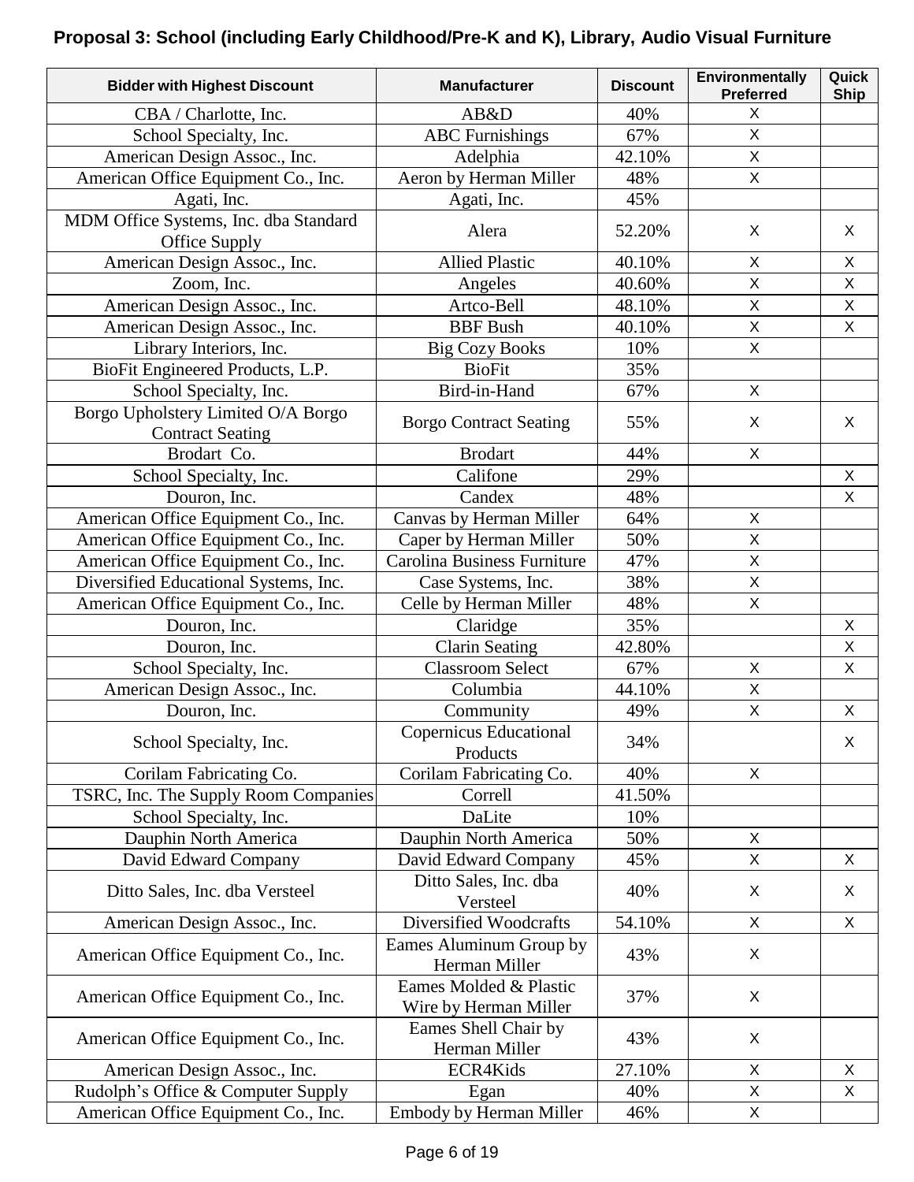## Proposal 3: School (including Early Childhood/Pre-K and K), Library, Audio Visual Furniture

| Bidder with Highest Discount | Manufacturer | Discount | Environmentally Preferred | Quick Ship |
|---|---|---|---|---|
| CBA / Charlotte, Inc. | AB&D | 40% | X | |
| School Specialty, Inc. | ABC Furnishings | 67% | X | |
| American Design Assoc., Inc. | Adelphia | 42.10% | X | |
| American Office Equipment Co., Inc. | Aeron by Herman Miller | 48% | X | |
| Agati, Inc. | Agati, Inc. | 45% | | |
| MDM Office Systems, Inc. dba Standard Office Supply | Alera | 52.20% | X | X |
| American Design Assoc., Inc. | Allied Plastic | 40.10% | X | X |
| Zoom, Inc. | Angeles | 40.60% | X | X |
| American Design Assoc., Inc. | Artco-Bell | 48.10% | X | X |
| American Design Assoc., Inc. | BBF Bush | 40.10% | X | X |
| Library Interiors, Inc. | Big Cozy Books | 10% | X | |
| BioFit Engineered Products, L.P. | BioFit | 35% | | |
| School Specialty, Inc. | Bird-in-Hand | 67% | X | |
| Borgo Upholstery Limited O/A Borgo Contract Seating | Borgo Contract Seating | 55% | X | X |
| Brodart Co. | Brodart | 44% | X | |
| School Specialty, Inc. | Califone | 29% | | X |
| Douron, Inc. | Candex | 48% | | X |
| American Office Equipment Co., Inc. | Canvas by Herman Miller | 64% | X | |
| American Office Equipment Co., Inc. | Caper by Herman Miller | 50% | X | |
| American Office Equipment Co., Inc. | Carolina Business Furniture | 47% | X | |
| Diversified Educational Systems, Inc. | Case Systems, Inc. | 38% | X | |
| American Office Equipment Co., Inc. | Celle by Herman Miller | 48% | X | |
| Douron, Inc. | Claridge | 35% | | X |
| Douron, Inc. | Clarin Seating | 42.80% | | X |
| School Specialty, Inc. | Classroom Select | 67% | X | X |
| American Design Assoc., Inc. | Columbia | 44.10% | X | |
| Douron, Inc. | Community | 49% | X | X |
| School Specialty, Inc. | Copernicus Educational Products | 34% | | X |
| Corilam Fabricating Co. | Corilam Fabricating Co. | 40% | X | |
| TSRC, Inc. The Supply Room Companies | Correll | 41.50% | | |
| School Specialty, Inc. | DaLite | 10% | | |
| Dauphin North America | Dauphin North America | 50% | X | |
| David Edward Company | David Edward Company | 45% | X | X |
| Ditto Sales, Inc. dba Versteel | Ditto Sales, Inc. dba Versteel | 40% | X | X |
| American Design Assoc., Inc. | Diversified Woodcrafts | 54.10% | X | X |
| American Office Equipment Co., Inc. | Eames Aluminum Group by Herman Miller | 43% | X | |
| American Office Equipment Co., Inc. | Eames Molded & Plastic Wire by Herman Miller | 37% | X | |
| American Office Equipment Co., Inc. | Eames Shell Chair by Herman Miller | 43% | X | |
| American Design Assoc., Inc. | ECR4Kids | 27.10% | X | X |
| Rudolph's Office & Computer Supply | Egan | 40% | X | X |
| American Office Equipment Co., Inc. | Embody by Herman Miller | 46% | X | |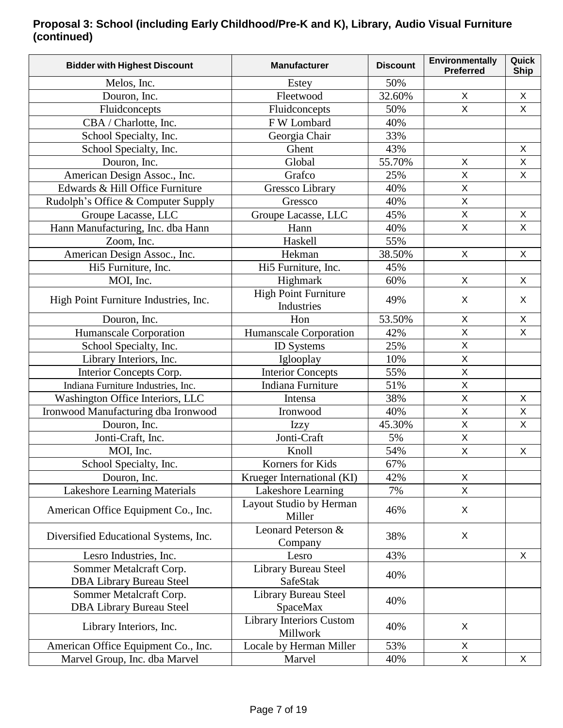**Proposal 3: School (including Early Childhood/Pre-K and K), Library, Audio Visual Furniture (continued)**

| Bidder with Highest Discount | Manufacturer | Discount | Environmentally Preferred | Quick Ship |
|---|---|---|---|---|
| Melos, Inc. | Estey | 50% | | |
| Douron, Inc. | Fleetwood | 32.60% | X | X |
| Fluidconcepts | Fluidconcepts | 50% | X | X |
| CBA / Charlotte, Inc. | F W Lombard | 40% | | |
| School Specialty, Inc. | Georgia Chair | 33% | | |
| School Specialty, Inc. | Ghent | 43% | | X |
| Douron, Inc. | Global | 55.70% | X | X |
| American Design Assoc., Inc. | Grafco | 25% | X | X |
| Edwards & Hill Office Furniture | Gressco Library | 40% | X | |
| Rudolph's Office & Computer Supply | Gressco | 40% | X | |
| Groupe Lacasse, LLC | Groupe Lacasse, LLC | 45% | X | X |
| Hann Manufacturing, Inc. dba Hann | Hann | 40% | X | X |
| Zoom, Inc. | Haskell | 55% | | |
| American Design Assoc., Inc. | Hekman | 38.50% | X | X |
| Hi5 Furniture, Inc. | Hi5 Furniture, Inc. | 45% | | |
| MOI, Inc. | Highmark | 60% | X | X |
| High Point Furniture Industries, Inc. | High Point Furniture Industries | 49% | X | X |
| Douron, Inc. | Hon | 53.50% | X | X |
| Humanscale Corporation | Humanscale Corporation | 42% | X | X |
| School Specialty, Inc. | ID Systems | 25% | X | |
| Library Interiors, Inc. | Iglooplay | 10% | X | |
| Interior Concepts Corp. | Interior Concepts | 55% | X | |
| Indiana Furniture Industries, Inc. | Indiana Furniture | 51% | X | |
| Washington Office Interiors, LLC | Intensa | 38% | X | X |
| Ironwood Manufacturing dba Ironwood | Ironwood | 40% | X | X |
| Douron, Inc. | Izzy | 45.30% | X | X |
| Jonti-Craft, Inc. | Jonti-Craft | 5% | X | |
| MOI, Inc. | Knoll | 54% | X | X |
| School Specialty, Inc. | Korners for Kids | 67% | | |
| Douron, Inc. | Krueger International (KI) | 42% | X | |
| Lakeshore Learning Materials | Lakeshore Learning | 7% | X | |
| American Office Equipment Co., Inc. | Layout Studio by Herman Miller | 46% | X | |
| Diversified Educational Systems, Inc. | Leonard Peterson & Company | 38% | X | |
| Lesro Industries, Inc. | Lesro | 43% | | X |
| Sommer Metalcraft Corp. DBA Library Bureau Steel | Library Bureau Steel SafeStak | 40% | | |
| Sommer Metalcraft Corp. DBA Library Bureau Steel | Library Bureau Steel SpaceMax | 40% | | |
| Library Interiors, Inc. | Library Interiors Custom Millwork | 40% | X | |
| American Office Equipment Co., Inc. | Locale by Herman Miller | 53% | X | |
| Marvel Group, Inc. dba Marvel | Marvel | 40% | X | X |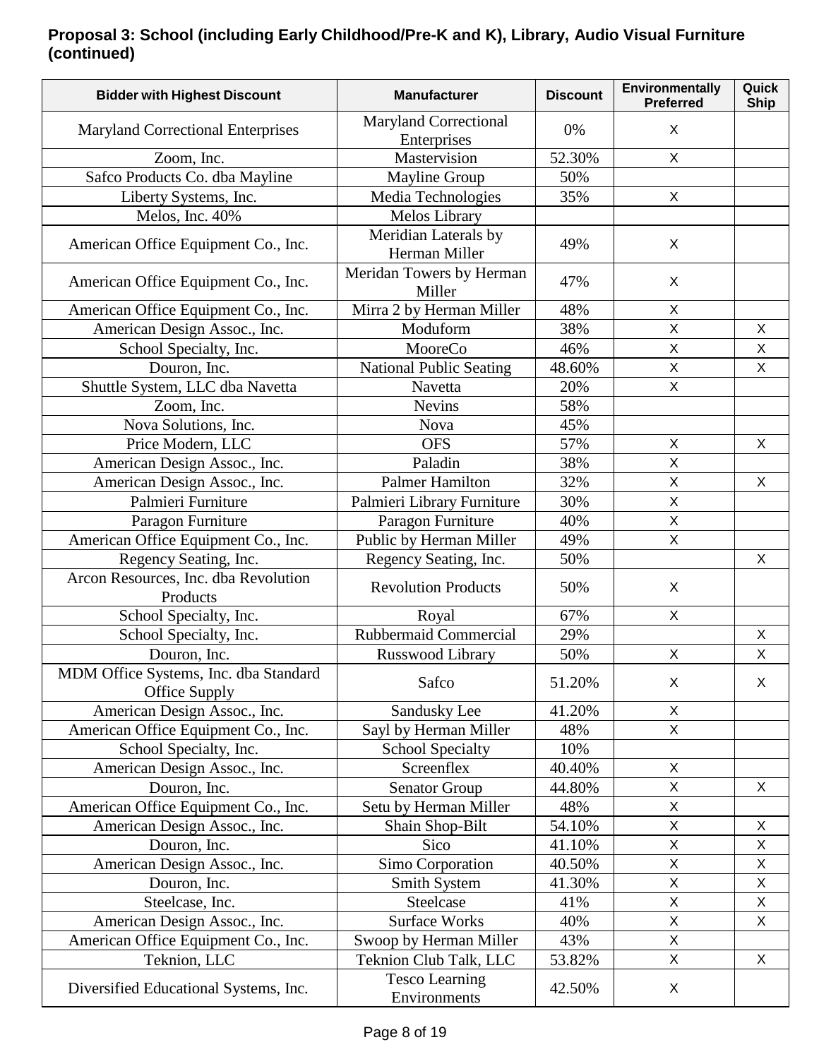**Proposal 3: School (including Early Childhood/Pre-K and K), Library, Audio Visual Furniture (continued)**

| Bidder with Highest Discount | Manufacturer | Discount | Environmentally Preferred | Quick Ship |
|---|---|---|---|---|
| Maryland Correctional Enterprises | Maryland Correctional Enterprises | 0% | X | |
| Zoom, Inc. | Mastervision | 52.30% | X | |
| Safco Products Co. dba Mayline | Mayline Group | 50% | | |
| Liberty Systems, Inc. | Media Technologies | 35% | X | |
| Melos, Inc. 40% | Melos Library | | | |
| American Office Equipment Co., Inc. | Meridian Laterals by Herman Miller | 49% | X | |
| American Office Equipment Co., Inc. | Meridan Towers by Herman Miller | 47% | X | |
| American Office Equipment Co., Inc. | Mirra 2 by Herman Miller | 48% | X | |
| American Design Assoc., Inc. | Moduform | 38% | X | X |
| School Specialty, Inc. | MooreCo | 46% | X | X |
| Douron, Inc. | National Public Seating | 48.60% | X | X |
| Shuttle System, LLC dba Navetta | Navetta | 20% | X | |
| Zoom, Inc. | Nevins | 58% | | |
| Nova Solutions, Inc. | Nova | 45% | | |
| Price Modern, LLC | OFS | 57% | X | X |
| American Design Assoc., Inc. | Paladin | 38% | X | |
| American Design Assoc., Inc. | Palmer Hamilton | 32% | X | X |
| Palmieri Furniture | Palmieri Library Furniture | 30% | X | |
| Paragon Furniture | Paragon Furniture | 40% | X | |
| American Office Equipment Co., Inc. | Public by Herman Miller | 49% | X | |
| Regency Seating, Inc. | Regency Seating, Inc. | 50% | | X |
| Arcon Resources, Inc. dba Revolution Products | Revolution Products | 50% | X | |
| School Specialty, Inc. | Royal | 67% | X | |
| School Specialty, Inc. | Rubbermaid Commercial | 29% | | X |
| Douron, Inc. | Russwood Library | 50% | X | X |
| MDM Office Systems, Inc. dba Standard Office Supply | Safco | 51.20% | X | X |
| American Design Assoc., Inc. | Sandusky Lee | 41.20% | X | |
| American Office Equipment Co., Inc. | Sayl by Herman Miller | 48% | X | |
| School Specialty, Inc. | School Specialty | 10% | | |
| American Design Assoc., Inc. | Screenflex | 40.40% | X | |
| Douron, Inc. | Senator Group | 44.80% | X | X |
| American Office Equipment Co., Inc. | Setu by Herman Miller | 48% | X | |
| American Design Assoc., Inc. | Shain Shop-Bilt | 54.10% | X | X |
| Douron, Inc. | Sico | 41.10% | X | X |
| American Design Assoc., Inc. | Simo Corporation | 40.50% | X | X |
| Douron, Inc. | Smith System | 41.30% | X | X |
| Steelcase, Inc. | Steelcase | 41% | X | X |
| American Design Assoc., Inc. | Surface Works | 40% | X | X |
| American Office Equipment Co., Inc. | Swoop by Herman Miller | 43% | X | |
| Teknion, LLC | Teknion Club Talk, LLC | 53.82% | X | X |
| Diversified Educational Systems, Inc. | Tesco Learning Environments | 42.50% | X | |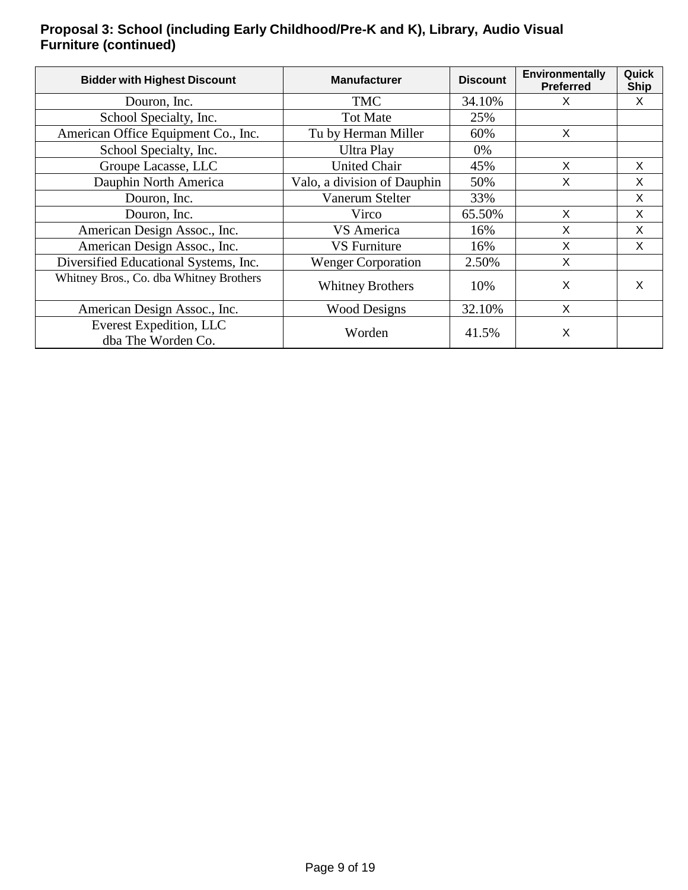**Proposal 3: School (including Early Childhood/Pre-K and K), Library, Audio Visual Furniture (continued)**

| Bidder with Highest Discount | Manufacturer | Discount | Environmentally Preferred | Quick Ship |
|---|---|---|---|---|
| Douron, Inc. | TMC | 34.10% | X | X |
| School Specialty, Inc. | Tot Mate | 25% | | |
| American Office Equipment Co., Inc. | Tu by Herman Miller | 60% | X | |
| School Specialty, Inc. | Ultra Play | 0% | | |
| Groupe Lacasse, LLC | United Chair | 45% | X | X |
| Dauphin North America | Valo, a division of Dauphin | 50% | X | X |
| Douron, Inc. | Vanerum Stelter | 33% | | X |
| Douron, Inc. | Virco | 65.50% | X | X |
| American Design Assoc., Inc. | VS America | 16% | X | X |
| American Design Assoc., Inc. | VS Furniture | 16% | X | X |
| Diversified Educational Systems, Inc. | Wenger Corporation | 2.50% | X | |
| Whitney Bros., Co. dba Whitney Brothers | Whitney Brothers | 10% | X | X |
| American Design Assoc., Inc. | Wood Designs | 32.10% | X | |
| Everest Expedition, LLC dba The Worden Co. | Worden | 41.5% | X | |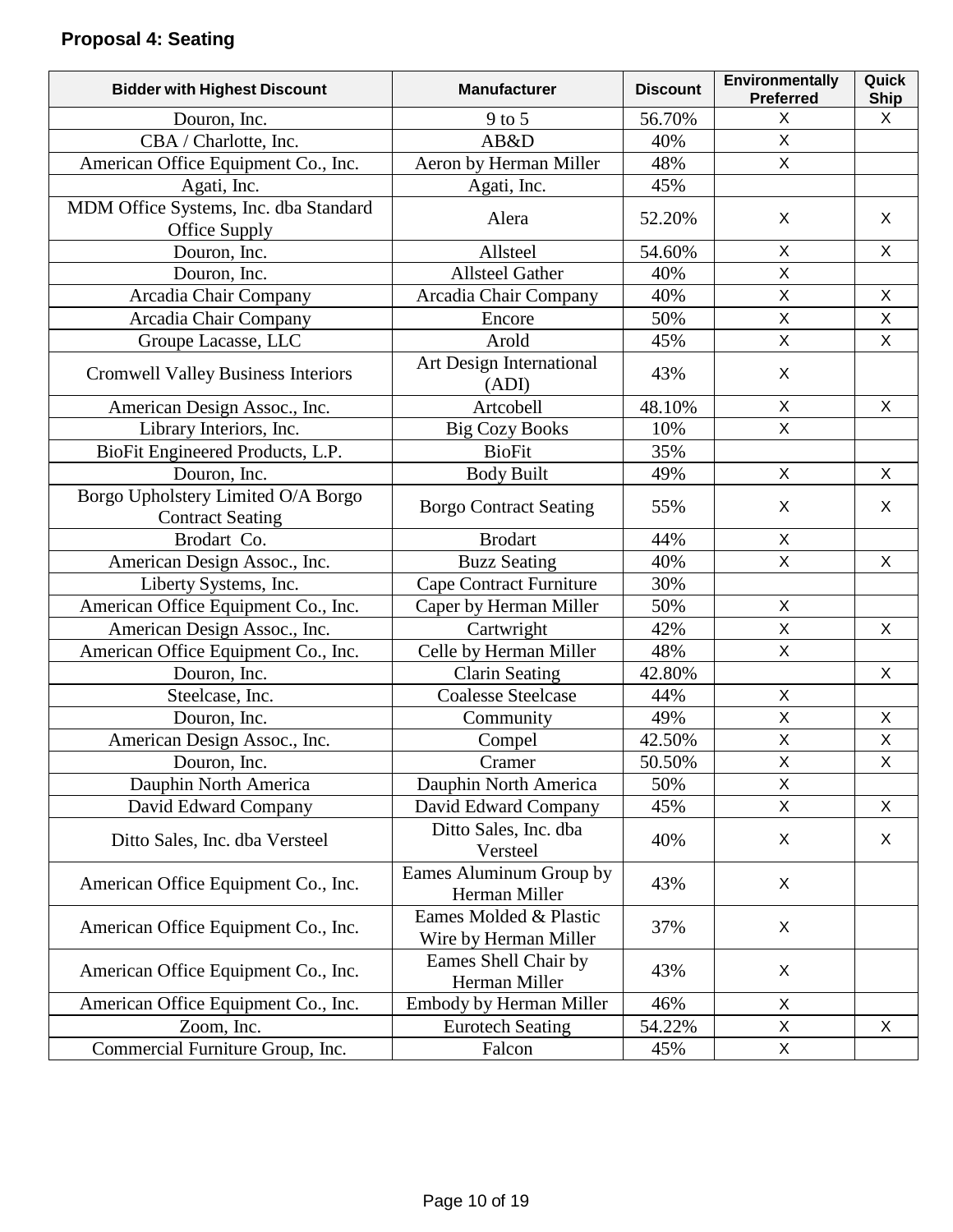**Proposal 4: Seating**

| Bidder with Highest Discount | Manufacturer | Discount | Environmentally Preferred | Quick Ship |
|---|---|---|---|---|
| Douron, Inc. | 9 to 5 | 56.70% | X | X |
| CBA / Charlotte, Inc. | AB&D | 40% | X | |
| American Office Equipment Co., Inc. | Aeron by Herman Miller | 48% | X | |
| Agati, Inc. | Agati, Inc. | 45% | | |
| MDM Office Systems, Inc. dba Standard Office Supply | Alera | 52.20% | X | X |
| Douron, Inc. | Allsteel | 54.60% | X | X |
| Douron, Inc. | Allsteel Gather | 40% | X | |
| Arcadia Chair Company | Arcadia Chair Company | 40% | X | X |
| Arcadia Chair Company | Encore | 50% | X | X |
| Groupe Lacasse, LLC | Arold | 45% | X | X |
| Cromwell Valley Business Interiors | Art Design International (ADI) | 43% | X | |
| American Design Assoc., Inc. | Artcobell | 48.10% | X | X |
| Library Interiors, Inc. | Big Cozy Books | 10% | X | |
| BioFit Engineered Products, L.P. | BioFit | 35% | | |
| Douron, Inc. | Body Built | 49% | X | X |
| Borgo Upholstery Limited O/A Borgo Contract Seating | Borgo Contract Seating | 55% | X | X |
| Brodart Co. | Brodart | 44% | X | |
| American Design Assoc., Inc. | Buzz Seating | 40% | X | X |
| Liberty Systems, Inc. | Cape Contract Furniture | 30% | | |
| American Office Equipment Co., Inc. | Caper by Herman Miller | 50% | X | |
| American Design Assoc., Inc. | Cartwright | 42% | X | X |
| American Office Equipment Co., Inc. | Celle by Herman Miller | 48% | X | |
| Douron, Inc. | Clarin Seating | 42.80% | | X |
| Steelcase, Inc. | Coalesse Steelcase | 44% | X | |
| Douron, Inc. | Community | 49% | X | X |
| American Design Assoc., Inc. | Compel | 42.50% | X | X |
| Douron, Inc. | Cramer | 50.50% | X | X |
| Dauphin North America | Dauphin North America | 50% | X | |
| David Edward Company | David Edward Company | 45% | X | X |
| Ditto Sales, Inc. dba Versteel | Ditto Sales, Inc. dba Versteel | 40% | X | X |
| American Office Equipment Co., Inc. | Eames Aluminum Group by Herman Miller | 43% | X | |
| American Office Equipment Co., Inc. | Eames Molded & Plastic Wire by Herman Miller | 37% | X | |
| American Office Equipment Co., Inc. | Eames Shell Chair by Herman Miller | 43% | X | |
| American Office Equipment Co., Inc. | Embody by Herman Miller | 46% | X | |
| Zoom, Inc. | Eurotech Seating | 54.22% | X | X |
| Commercial Furniture Group, Inc. | Falcon | 45% | X | |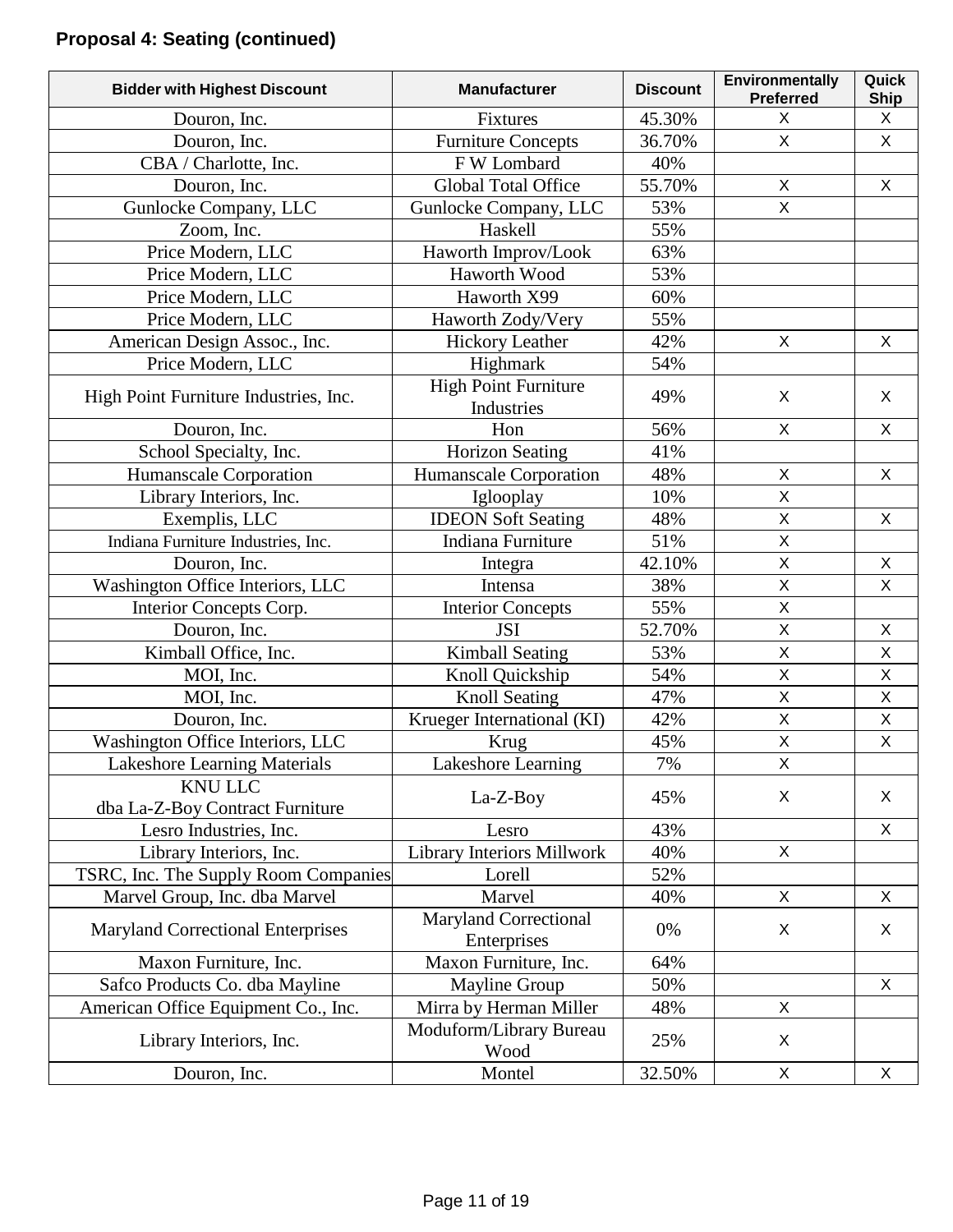## Proposal 4: Seating (continued)

| Bidder with Highest Discount | Manufacturer | Discount | Environmentally Preferred | Quick Ship |
|---|---|---|---|---|
| Douron, Inc. | Fixtures | 45.30% | X | X |
| Douron, Inc. | Furniture Concepts | 36.70% | X | X |
| CBA / Charlotte, Inc. | F W Lombard | 40% | | |
| Douron, Inc. | Global Total Office | 55.70% | X | X |
| Gunlocke Company, LLC | Gunlocke Company, LLC | 53% | X | |
| Zoom, Inc. | Haskell | 55% | | |
| Price Modern, LLC | Haworth Improv/Look | 63% | | |
| Price Modern, LLC | Haworth Wood | 53% | | |
| Price Modern, LLC | Haworth X99 | 60% | | |
| Price Modern, LLC | Haworth Zody/Very | 55% | | |
| American Design Assoc., Inc. | Hickory Leather | 42% | X | X |
| Price Modern, LLC | Highmark | 54% | | |
| High Point Furniture Industries, Inc. | High Point Furniture Industries | 49% | X | X |
| Douron, Inc. | Hon | 56% | X | X |
| School Specialty, Inc. | Horizon Seating | 41% | | |
| Humanscale Corporation | Humanscale Corporation | 48% | X | X |
| Library Interiors, Inc. | Iglooplay | 10% | X | |
| Exemplis, LLC | IDEON Soft Seating | 48% | X | X |
| Indiana Furniture Industries, Inc. | Indiana Furniture | 51% | X | |
| Douron, Inc. | Integra | 42.10% | X | X |
| Washington Office Interiors, LLC | Intensa | 38% | X | X |
| Interior Concepts Corp. | Interior Concepts | 55% | X | |
| Douron, Inc. | JSI | 52.70% | X | X |
| Kimball Office, Inc. | Kimball Seating | 53% | X | X |
| MOI, Inc. | Knoll Quickship | 54% | X | X |
| MOI, Inc. | Knoll Seating | 47% | X | X |
| Douron, Inc. | Krueger International (KI) | 42% | X | X |
| Washington Office Interiors, LLC | Krug | 45% | X | X |
| Lakeshore Learning Materials | Lakeshore Learning | 7% | X | |
| KNU LLC dba La-Z-Boy Contract Furniture | La-Z-Boy | 45% | X | X |
| Lesro Industries, Inc. | Lesro | 43% | | X |
| Library Interiors, Inc. | Library Interiors Millwork | 40% | X | |
| TSRC, Inc. The Supply Room Companies | Lorell | 52% | | |
| Marvel Group, Inc. dba Marvel | Marvel | 40% | X | X |
| Maryland Correctional Enterprises | Maryland Correctional Enterprises | 0% | X | X |
| Maxon Furniture, Inc. | Maxon Furniture, Inc. | 64% | | |
| Safco Products Co. dba Mayline | Mayline Group | 50% | | X |
| American Office Equipment Co., Inc. | Mirra by Herman Miller | 48% | X | |
| Library Interiors, Inc. | Moduform/Library Bureau Wood | 25% | X | |
| Douron, Inc. | Montel | 32.50% | X | X |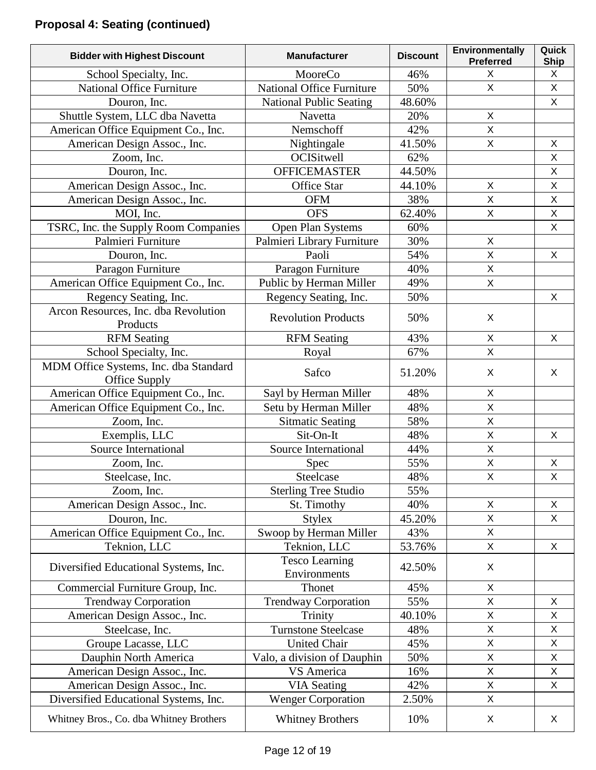**Proposal 4: Seating (continued)**

| Bidder with Highest Discount | Manufacturer | Discount | Environmentally Preferred | Quick Ship |
|---|---|---|---|---|
| School Specialty, Inc. | MooreCo | 46% | X | X |
| National Office Furniture | National Office Furniture | 50% | X | X |
| Douron, Inc. | National Public Seating | 48.60% | | X |
| Shuttle System, LLC dba Navetta | Navetta | 20% | X | |
| American Office Equipment Co., Inc. | Nemschoff | 42% | X | |
| American Design Assoc., Inc. | Nightingale | 41.50% | X | X |
| Zoom, Inc. | OCISitwell | 62% | | X |
| Douron, Inc. | OFFICEMASTER | 44.50% | | X |
| American Design Assoc., Inc. | Office Star | 44.10% | X | X |
| American Design Assoc., Inc. | OFM | 38% | X | X |
| MOI, Inc. | OFS | 62.40% | X | X |
| TSRC, Inc. the Supply Room Companies | Open Plan Systems | 60% | | X |
| Palmieri Furniture | Palmieri Library Furniture | 30% | X | |
| Douron, Inc. | Paoli | 54% | X | X |
| Paragon Furniture | Paragon Furniture | 40% | X | |
| American Office Equipment Co., Inc. | Public by Herman Miller | 49% | X | |
| Regency Seating, Inc. | Regency Seating, Inc. | 50% | | X |
| Arcon Resources, Inc. dba Revolution Products | Revolution Products | 50% | X | |
| RFM Seating | RFM Seating | 43% | X | X |
| School Specialty, Inc. | Royal | 67% | X | |
| MDM Office Systems, Inc. dba Standard Office Supply | Safco | 51.20% | X | X |
| American Office Equipment Co., Inc. | Sayl by Herman Miller | 48% | X | |
| American Office Equipment Co., Inc. | Setu by Herman Miller | 48% | X | |
| Zoom, Inc. | Sitmatic Seating | 58% | X | |
| Exemplis, LLC | Sit-On-It | 48% | X | X |
| Source International | Source International | 44% | X | |
| Zoom, Inc. | Spec | 55% | X | X |
| Steelcase, Inc. | Steelcase | 48% | X | X |
| Zoom, Inc. | Sterling Tree Studio | 55% | | |
| American Design Assoc., Inc. | St. Timothy | 40% | X | X |
| Douron, Inc. | Stylex | 45.20% | X | X |
| American Office Equipment Co., Inc. | Swoop by Herman Miller | 43% | X | |
| Teknion, LLC | Teknion, LLC | 53.76% | X | X |
| Diversified Educational Systems, Inc. | Tesco Learning Environments | 42.50% | X | |
| Commercial Furniture Group, Inc. | Thonet | 45% | X | |
| Trendway Corporation | Trendway Corporation | 55% | X | X |
| American Design Assoc., Inc. | Trinity | 40.10% | X | X |
| Steelcase, Inc. | Turnstone Steelcase | 48% | X | X |
| Groupe Lacasse, LLC | United Chair | 45% | X | X |
| Dauphin North America | Valo, a division of Dauphin | 50% | X | X |
| American Design Assoc., Inc. | VS America | 16% | X | X |
| American Design Assoc., Inc. | VIA Seating | 42% | X | X |
| Diversified Educational Systems, Inc. | Wenger Corporation | 2.50% | X | |
| Whitney Bros., Co. dba Whitney Brothers | Whitney Brothers | 10% | X | X |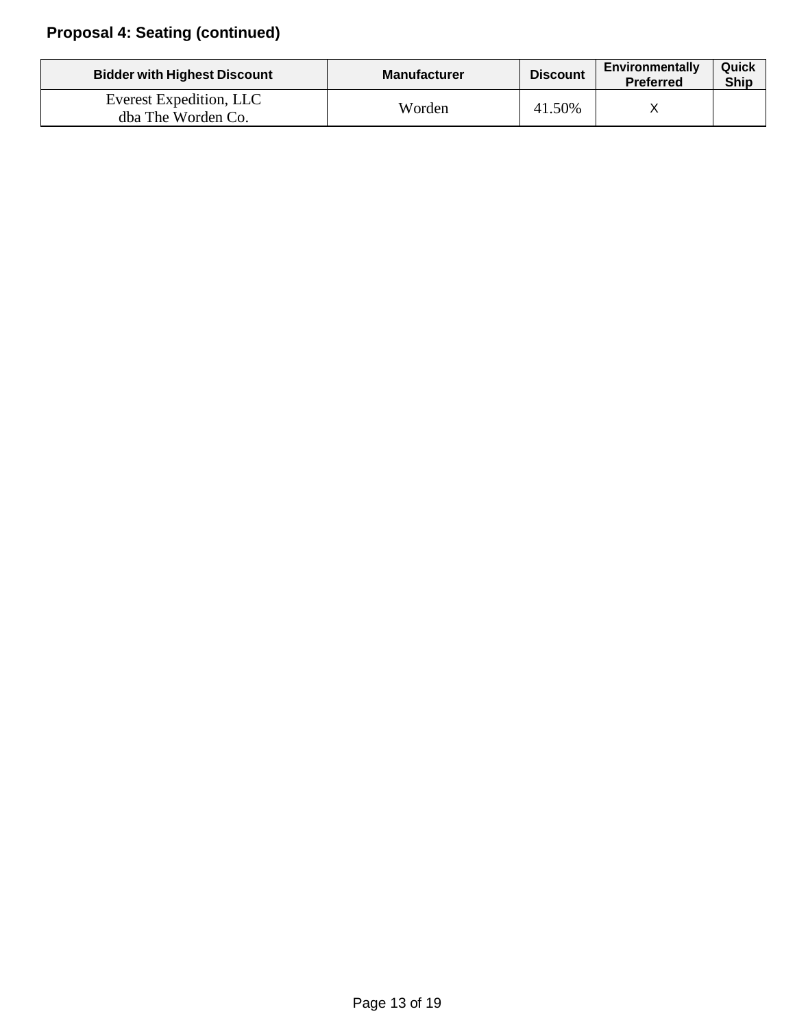## Proposal 4: Seating (continued)

| Bidder with Highest Discount | Manufacturer | Discount | Environmentally Preferred | Quick Ship |
|---|---|---|---|---|
| Everest Expedition, LLC dba The Worden Co. | Worden | 41.50% | X | |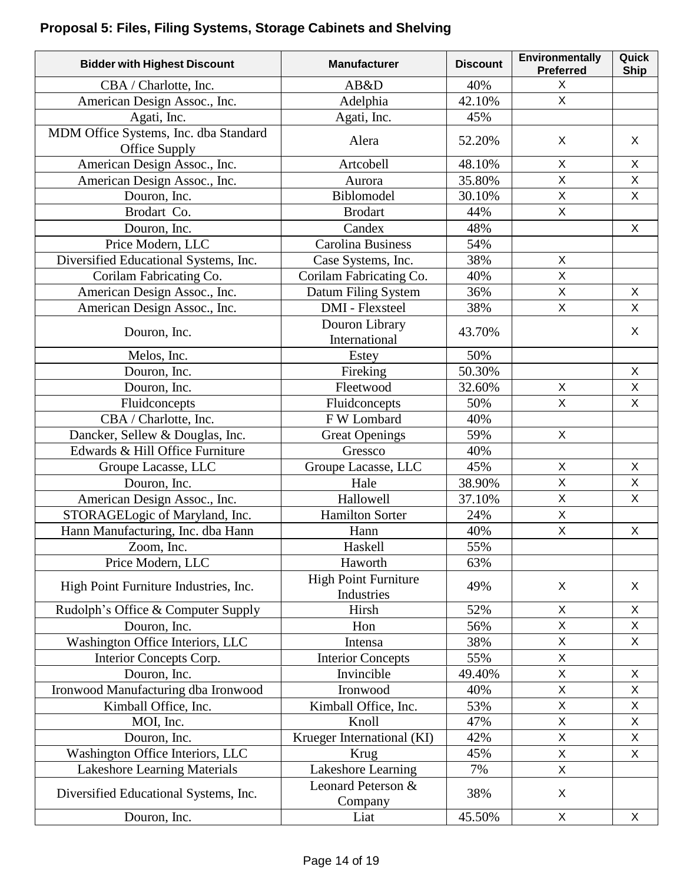### Proposal 5: Files, Filing Systems, Storage Cabinets and Shelving

| Bidder with Highest Discount | Manufacturer | Discount | Environmentally Preferred | Quick Ship |
|---|---|---|---|---|
| CBA / Charlotte, Inc. | AB&D | 40% | X | |
| American Design Assoc., Inc. | Adelphia | 42.10% | X | |
| Agati, Inc. | Agati, Inc. | 45% | | |
| MDM Office Systems, Inc. dba Standard Office Supply | Alera | 52.20% | X | X |
| American Design Assoc., Inc. | Artcobell | 48.10% | X | X |
| American Design Assoc., Inc. | Aurora | 35.80% | X | X |
| Douron, Inc. | Biblomodel | 30.10% | X | X |
| Brodart Co. | Brodart | 44% | X | |
| Douron, Inc. | Candex | 48% | | X |
| Price Modern, LLC | Carolina Business | 54% | | |
| Diversified Educational Systems, Inc. | Case Systems, Inc. | 38% | X | |
| Corilam Fabricating Co. | Corilam Fabricating Co. | 40% | X | |
| American Design Assoc., Inc. | Datum Filing System | 36% | X | X |
| American Design Assoc., Inc. | DMI - Flexsteel | 38% | X | X |
| Douron, Inc. | Douron Library International | 43.70% | | X |
| Melos, Inc. | Estey | 50% | | |
| Douron, Inc. | Fireking | 50.30% | | X |
| Douron, Inc. | Fleetwood | 32.60% | X | X |
| Fluidconcepts | Fluidconcepts | 50% | X | X |
| CBA / Charlotte, Inc. | F W Lombard | 40% | | |
| Dancker, Sellew & Douglas, Inc. | Great Openings | 59% | X | |
| Edwards & Hill Office Furniture | Gressco | 40% | | |
| Groupe Lacasse, LLC | Groupe Lacasse, LLC | 45% | X | X |
| Douron, Inc. | Hale | 38.90% | X | X |
| American Design Assoc., Inc. | Hallowell | 37.10% | X | X |
| STORAGELogic of Maryland, Inc. | Hamilton Sorter | 24% | X | |
| Hann Manufacturing, Inc. dba Hann | Hann | 40% | X | X |
| Zoom, Inc. | Haskell | 55% | | |
| Price Modern, LLC | Haworth | 63% | | |
| High Point Furniture Industries, Inc. | High Point Furniture Industries | 49% | X | X |
| Rudolph's Office & Computer Supply | Hirsh | 52% | X | X |
| Douron, Inc. | Hon | 56% | X | X |
| Washington Office Interiors, LLC | Intensa | 38% | X | X |
| Interior Concepts Corp. | Interior Concepts | 55% | X | |
| Douron, Inc. | Invincible | 49.40% | X | X |
| Ironwood Manufacturing dba Ironwood | Ironwood | 40% | X | X |
| Kimball Office, Inc. | Kimball Office, Inc. | 53% | X | X |
| MOI, Inc. | Knoll | 47% | X | X |
| Douron, Inc. | Krueger International (KI) | 42% | X | X |
| Washington Office Interiors, LLC | Krug | 45% | X | X |
| Lakeshore Learning Materials | Lakeshore Learning | 7% | X | |
| Diversified Educational Systems, Inc. | Leonard Peterson & Company | 38% | X | |
| Douron, Inc. | Liat | 45.50% | X | X |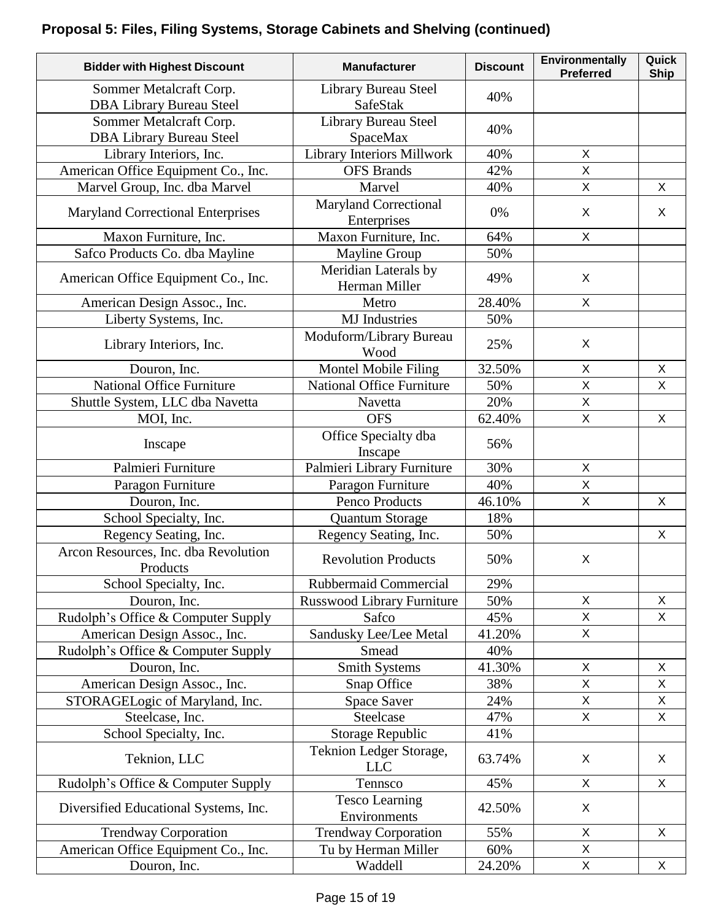## Proposal 5: Files, Filing Systems, Storage Cabinets and Shelving (continued)

| Bidder with Highest Discount | Manufacturer | Discount | Environmentally Preferred | Quick Ship |
|---|---|---|---|---|
| Sommer Metalcraft Corp. DBA Library Bureau Steel | Library Bureau Steel SafeStak | 40% | | |
| Sommer Metalcraft Corp. DBA Library Bureau Steel | Library Bureau Steel SpaceMax | 40% | | |
| Library Interiors, Inc. | Library Interiors Millwork | 40% | X | |
| American Office Equipment Co., Inc. | OFS Brands | 42% | X | |
| Marvel Group, Inc. dba Marvel | Marvel | 40% | X | X |
| Maryland Correctional Enterprises | Maryland Correctional Enterprises | 0% | X | X |
| Maxon Furniture, Inc. | Maxon Furniture, Inc. | 64% | X | |
| Safco Products Co. dba Mayline | Mayline Group | 50% | | |
| American Office Equipment Co., Inc. | Meridian Laterals by Herman Miller | 49% | X | |
| American Design Assoc., Inc. | Metro | 28.40% | X | |
| Liberty Systems, Inc. | MJ Industries | 50% | | |
| Library Interiors, Inc. | Moduform/Library Bureau Wood | 25% | X | |
| Douron, Inc. | Montel Mobile Filing | 32.50% | X | X |
| National Office Furniture | National Office Furniture | 50% | X | X |
| Shuttle System, LLC dba Navetta | Navetta | 20% | X | |
| MOI, Inc. | OFS | 62.40% | X | X |
| Inscape | Office Specialty dba Inscape | 56% | | |
| Palmieri Furniture | Palmieri Library Furniture | 30% | X | |
| Paragon Furniture | Paragon Furniture | 40% | X | |
| Douron, Inc. | Penco Products | 46.10% | X | X |
| School Specialty, Inc. | Quantum Storage | 18% | | |
| Regency Seating, Inc. | Regency Seating, Inc. | 50% | | X |
| Arcon Resources, Inc. dba Revolution Products | Revolution Products | 50% | X | |
| School Specialty, Inc. | Rubbermaid Commercial | 29% | | |
| Douron, Inc. | Russwood Library Furniture | 50% | X | X |
| Rudolph's Office & Computer Supply | Safco | 45% | X | X |
| American Design Assoc., Inc. | Sandusky Lee/Lee Metal | 41.20% | X | |
| Rudolph's Office & Computer Supply | Smead | 40% | | |
| Douron, Inc. | Smith Systems | 41.30% | X | X |
| American Design Assoc., Inc. | Snap Office | 38% | X | X |
| STORAGELogic of Maryland, Inc. | Space Saver | 24% | X | X |
| Steelcase, Inc. | Steelcase | 47% | X | X |
| School Specialty, Inc. | Storage Republic | 41% | | |
| Teknion, LLC | Teknion Ledger Storage, LLC | 63.74% | X | X |
| Rudolph's Office & Computer Supply | Tennsco | 45% | X | X |
| Diversified Educational Systems, Inc. | Tesco Learning Environments | 42.50% | X | |
| Trendway Corporation | Trendway Corporation | 55% | X | X |
| American Office Equipment Co., Inc. | Tu by Herman Miller | 60% | X | |
| Douron, Inc. | Waddell | 24.20% | X | X |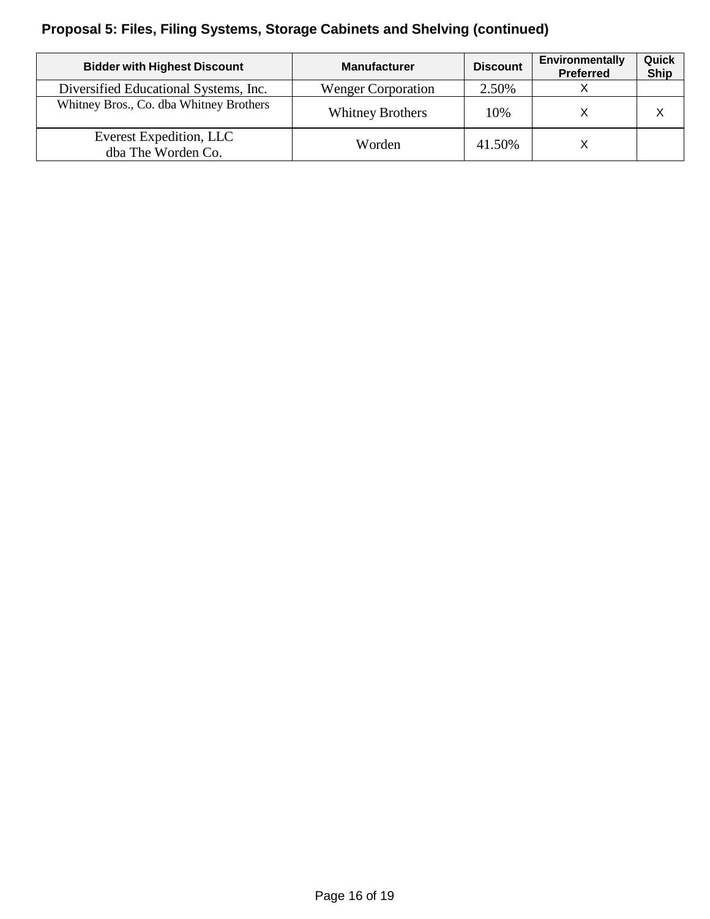## Proposal 5: Files, Filing Systems, Storage Cabinets and Shelving (continued)

| Bidder with Highest Discount | Manufacturer | Discount | Environmentally Preferred | Quick Ship |
|---|---|---|---|---|
| Diversified Educational Systems, Inc. | Wenger Corporation | 2.50% | X | |
| Whitney Bros., Co. dba Whitney Brothers | Whitney Brothers | 10% | X | X |
| Everest Expedition, LLC dba The Worden Co. | Worden | 41.50% | X | |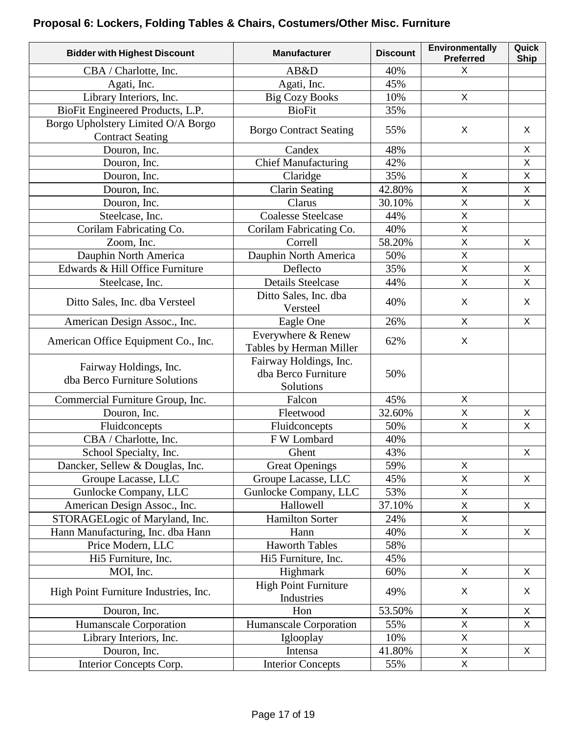**Proposal 6: Lockers, Folding Tables & Chairs, Costumers/Other Misc. Furniture**

| Bidder with Highest Discount | Manufacturer | Discount | Environmentally Preferred | Quick Ship |
|---|---|---|---|---|
| CBA / Charlotte, Inc. | AB&D | 40% | X | |
| Agati, Inc. | Agati, Inc. | 45% | | |
| Library Interiors, Inc. | Big Cozy Books | 10% | X | |
| BioFit Engineered Products, L.P. | BioFit | 35% | | |
| Borgo Upholstery Limited O/A Borgo Contract Seating | Borgo Contract Seating | 55% | X | X |
| Douron, Inc. | Candex | 48% | | X |
| Douron, Inc. | Chief Manufacturing | 42% | | X |
| Douron, Inc. | Claridge | 35% | X | X |
| Douron, Inc. | Clarin Seating | 42.80% | X | X |
| Douron, Inc. | Clarus | 30.10% | X | X |
| Steelcase, Inc. | Coalesse Steelcase | 44% | X | |
| Corilam Fabricating Co. | Corilam Fabricating Co. | 40% | X | |
| Zoom, Inc. | Correll | 58.20% | X | X |
| Dauphin North America | Dauphin North America | 50% | X | |
| Edwards & Hill Office Furniture | Deflecto | 35% | X | X |
| Steelcase, Inc. | Details Steelcase | 44% | X | X |
| Ditto Sales, Inc. dba Versteel | Ditto Sales, Inc. dba Versteel | 40% | X | X |
| American Design Assoc., Inc. | Eagle One | 26% | X | X |
| American Office Equipment Co., Inc. | Everywhere & Renew Tables by Herman Miller | 62% | X | |
| Fairway Holdings, Inc. dba Berco Furniture Solutions | Fairway Holdings, Inc. dba Berco Furniture Solutions | 50% | | |
| Commercial Furniture Group, Inc. | Falcon | 45% | X | |
| Douron, Inc. | Fleetwood | 32.60% | X | X |
| Fluidconcepts | Fluidconcepts | 50% | X | X |
| CBA / Charlotte, Inc. | F W Lombard | 40% | | |
| School Specialty, Inc. | Ghent | 43% | | X |
| Dancker, Sellew & Douglas, Inc. | Great Openings | 59% | X | |
| Groupe Lacasse, LLC | Groupe Lacasse, LLC | 45% | X | X |
| Gunlocke Company, LLC | Gunlocke Company, LLC | 53% | X | |
| American Design Assoc., Inc. | Hallowell | 37.10% | X | X |
| STORAGELogic of Maryland, Inc. | Hamilton Sorter | 24% | X | |
| Hann Manufacturing, Inc. dba Hann | Hann | 40% | X | X |
| Price Modern, LLC | Haworth Tables | 58% | | |
| Hi5 Furniture, Inc. | Hi5 Furniture, Inc. | 45% | | |
| MOI, Inc. | Highmark | 60% | X | X |
| High Point Furniture Industries, Inc. | High Point Furniture Industries | 49% | X | X |
| Douron, Inc. | Hon | 53.50% | X | X |
| Humanscale Corporation | Humanscale Corporation | 55% | X | X |
| Library Interiors, Inc. | Iglooplay | 10% | X | |
| Douron, Inc. | Intensa | 41.80% | X | X |
| Interior Concepts Corp. | Interior Concepts | 55% | X | |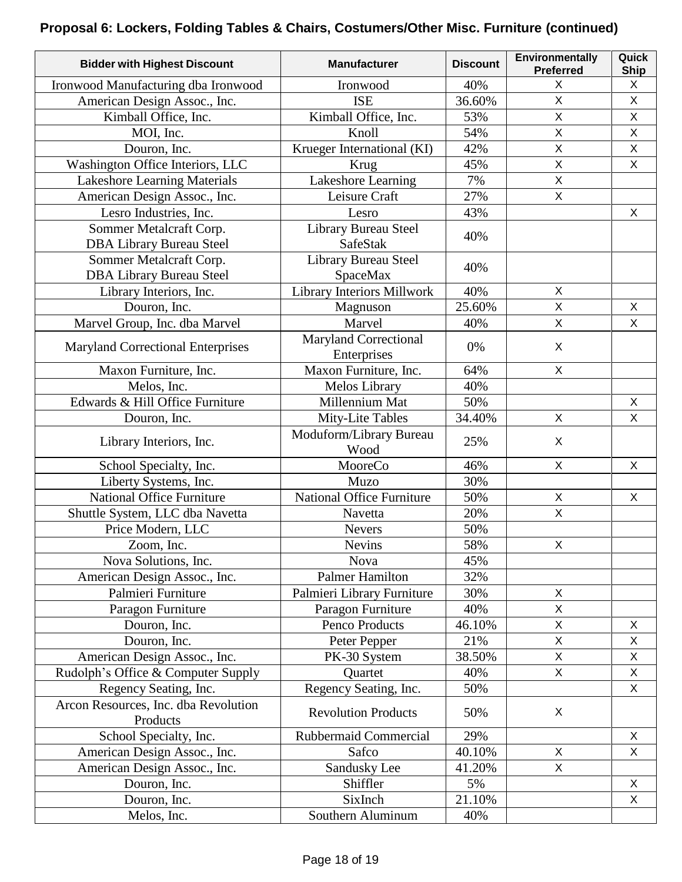### Proposal 6: Lockers, Folding Tables & Chairs, Costumers/Other Misc. Furniture (continued)

| Bidder with Highest Discount | Manufacturer | Discount | Environmentally Preferred | Quick Ship |
|---|---|---|---|---|
| Ironwood Manufacturing dba Ironwood | Ironwood | 40% | X | X |
| American Design Assoc., Inc. | ISE | 36.60% | X | X |
| Kimball Office, Inc. | Kimball Office, Inc. | 53% | X | X |
| MOI, Inc. | Knoll | 54% | X | X |
| Douron, Inc. | Krueger International (KI) | 42% | X | X |
| Washington Office Interiors, LLC | Krug | 45% | X | X |
| Lakeshore Learning Materials | Lakeshore Learning | 7% | X | |
| American Design Assoc., Inc. | Leisure Craft | 27% | X | |
| Lesro Industries, Inc. | Lesro | 43% | | X |
| Sommer Metalcraft Corp. DBA Library Bureau Steel | Library Bureau Steel SafeStak | 40% | | |
| Sommer Metalcraft Corp. DBA Library Bureau Steel | Library Bureau Steel SpaceMax | 40% | | |
| Library Interiors, Inc. | Library Interiors Millwork | 40% | X | |
| Douron, Inc. | Magnuson | 25.60% | X | X |
| Marvel Group, Inc. dba Marvel | Marvel | 40% | X | X |
| Maryland Correctional Enterprises | Maryland Correctional Enterprises | 0% | X | |
| Maxon Furniture, Inc. | Maxon Furniture, Inc. | 64% | X | |
| Melos, Inc. | Melos Library | 40% | | |
| Edwards & Hill Office Furniture | Millennium Mat | 50% | | X |
| Douron, Inc. | Mity-Lite Tables | 34.40% | X | X |
| Library Interiors, Inc. | Moduform/Library Bureau Wood | 25% | X | |
| School Specialty, Inc. | MooreCo | 46% | X | X |
| Liberty Systems, Inc. | Muzo | 30% | | |
| National Office Furniture | National Office Furniture | 50% | X | X |
| Shuttle System, LLC dba Navetta | Navetta | 20% | X | |
| Price Modern, LLC | Nevers | 50% | | |
| Zoom, Inc. | Nevins | 58% | X | |
| Nova Solutions, Inc. | Nova | 45% | | |
| American Design Assoc., Inc. | Palmer Hamilton | 32% | | |
| Palmieri Furniture | Palmieri Library Furniture | 30% | X | |
| Paragon Furniture | Paragon Furniture | 40% | X | |
| Douron, Inc. | Penco Products | 46.10% | X | X |
| Douron, Inc. | Peter Pepper | 21% | X | X |
| American Design Assoc., Inc. | PK-30 System | 38.50% | X | X |
| Rudolph's Office & Computer Supply | Quartet | 40% | X | X |
| Regency Seating, Inc. | Regency Seating, Inc. | 50% | | X |
| Arcon Resources, Inc. dba Revolution Products | Revolution Products | 50% | X | |
| School Specialty, Inc. | Rubbermaid Commercial | 29% | | X |
| American Design Assoc., Inc. | Safco | 40.10% | X | X |
| American Design Assoc., Inc. | Sandusky Lee | 41.20% | X | |
| Douron, Inc. | Shiffler | 5% | | X |
| Douron, Inc. | SixInch | 21.10% | | X |
| Melos, Inc. | Southern Aluminum | 40% | | |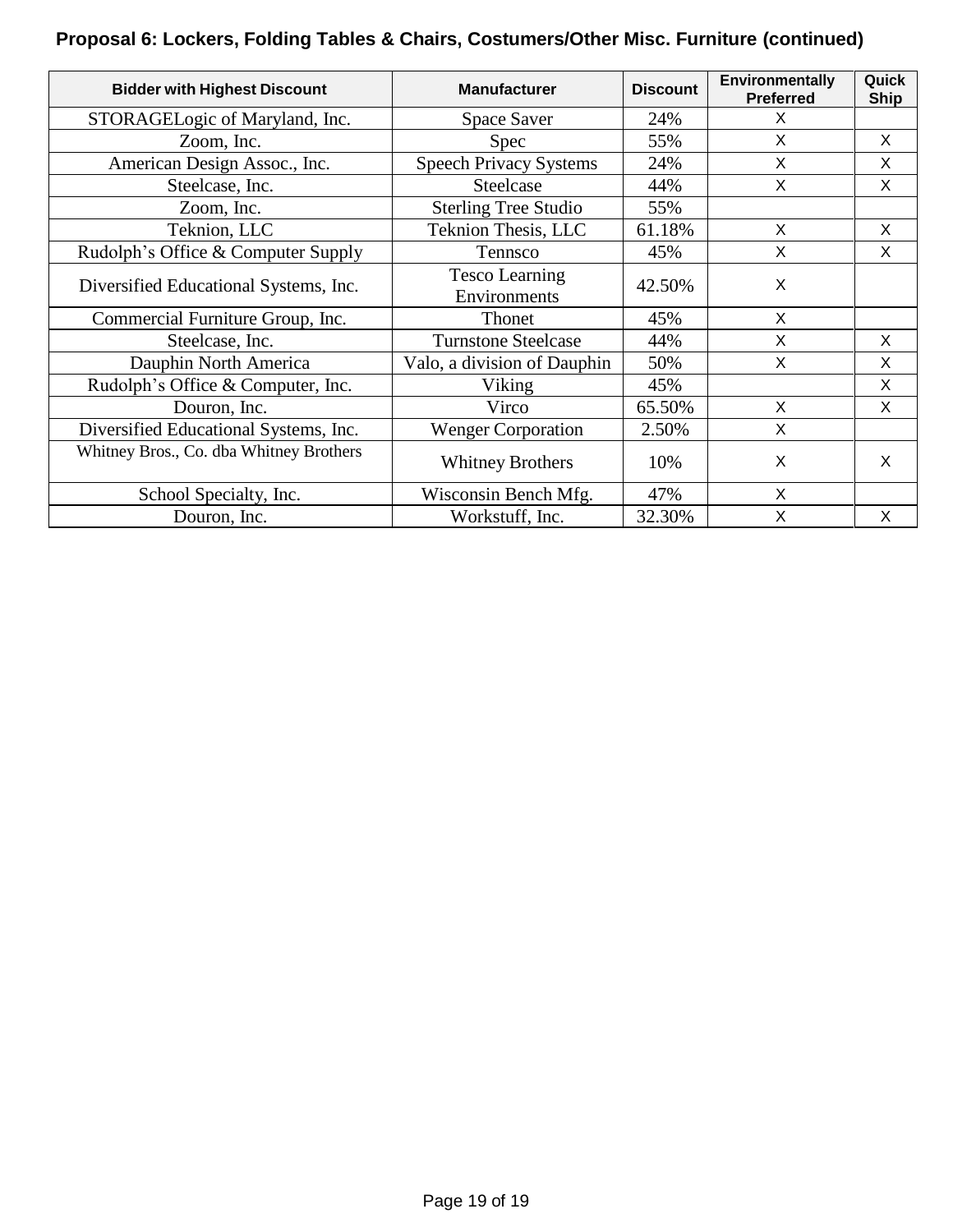### Proposal 6: Lockers, Folding Tables & Chairs, Costumers/Other Misc. Furniture (continued)

| Bidder with Highest Discount | Manufacturer | Discount | Environmentally Preferred | Quick Ship |
|---|---|---|---|---|
| STORAGELogic of Maryland, Inc. | Space Saver | 24% | X | |
| Zoom, Inc. | Spec | 55% | X | X |
| American Design Assoc., Inc. | Speech Privacy Systems | 24% | X | X |
| Steelcase, Inc. | Steelcase | 44% | X | X |
| Zoom, Inc. | Sterling Tree Studio | 55% | | |
| Teknion, LLC | Teknion Thesis, LLC | 61.18% | X | X |
| Rudolph's Office & Computer Supply | Tennsco | 45% | X | X |
| Diversified Educational Systems, Inc. | Tesco Learning Environments | 42.50% | X | |
| Commercial Furniture Group, Inc. | Thonet | 45% | X | |
| Steelcase, Inc. | Turnstone Steelcase | 44% | X | X |
| Dauphin North America | Valo, a division of Dauphin | 50% | X | X |
| Rudolph's Office & Computer, Inc. | Viking | 45% | | X |
| Douron, Inc. | Virco | 65.50% | X | X |
| Diversified Educational Systems, Inc. | Wenger Corporation | 2.50% | X | |
| Whitney Bros., Co. dba Whitney Brothers | Whitney Brothers | 10% | X | X |
| School Specialty, Inc. | Wisconsin Bench Mfg. | 47% | X | |
| Douron, Inc. | Workstuff, Inc. | 32.30% | X | X |